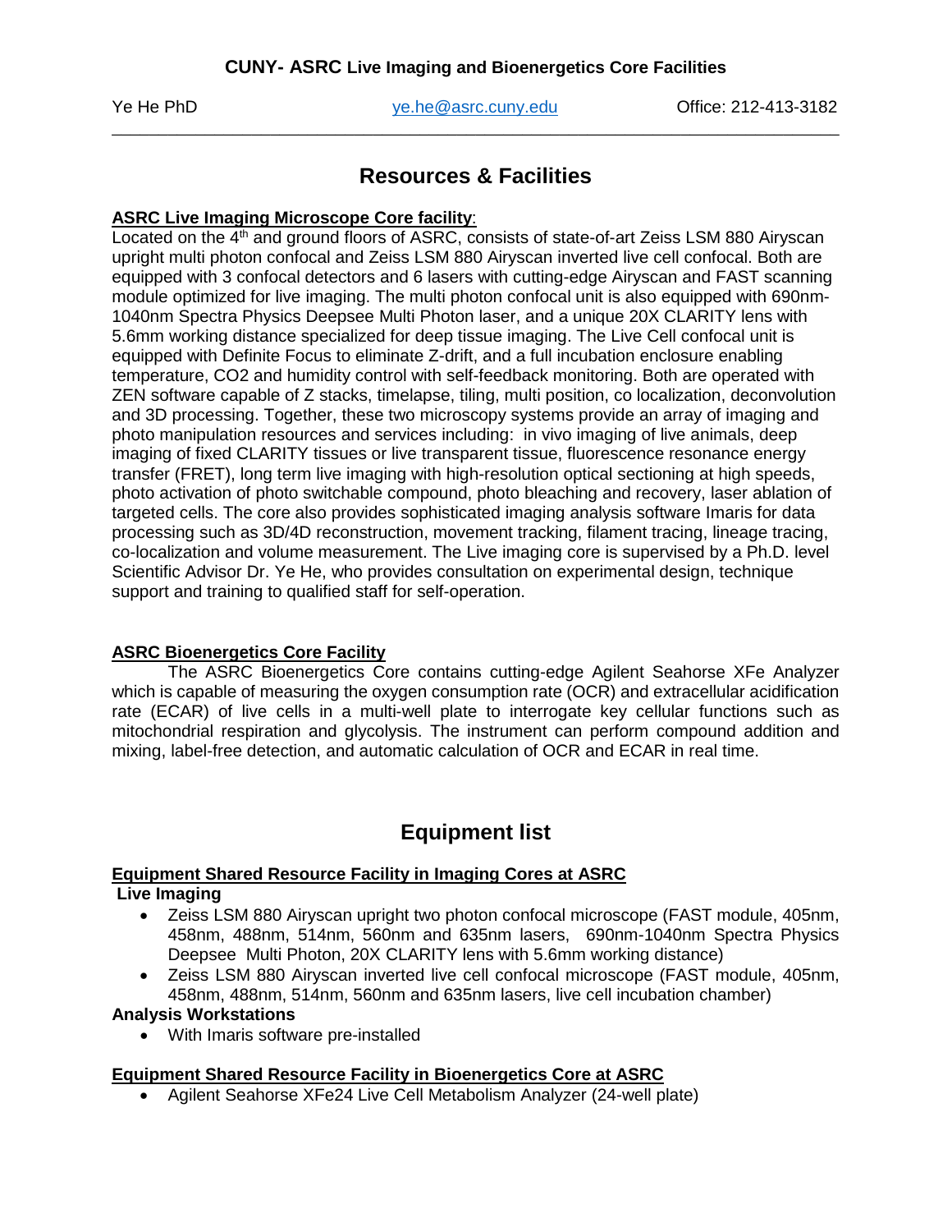**CUNY- ASRC Live Imaging and Bioenergetics Core Facilities**

Ye He PhD  ye.he@asrc.cuny.edu  Office: 212-413-3182

---

# Resources & Facilities

**ASRC Live Imaging Microscope Core facility**:

Located on the 4th and ground floors of ASRC, consists of state-of-art Zeiss LSM 880 Airyscan upright multi photon confocal and Zeiss LSM 880 Airyscan inverted live cell confocal. Both are equipped with 3 confocal detectors and 6 lasers with cutting-edge Airyscan and FAST scanning module optimized for live imaging. The multi photon confocal unit is also equipped with 690nm-1040nm Spectra Physics Deepsee Multi Photon laser, and a unique 20X CLARITY lens with 5.6mm working distance specialized for deep tissue imaging. The Live Cell confocal unit is equipped with Definite Focus to eliminate Z-drift, and a full incubation enclosure enabling temperature, CO2 and humidity control with self-feedback monitoring. Both are operated with ZEN software capable of Z stacks, timelapse, tiling, multi position, co localization, deconvolution and 3D processing. Together, these two microscopy systems provide an array of imaging and photo manipulation resources and services including: in vivo imaging of live animals, deep imaging of fixed CLARITY tissues or live transparent tissue, fluorescence resonance energy transfer (FRET), long term live imaging with high-resolution optical sectioning at high speeds, photo activation of photo switchable compound, photo bleaching and recovery, laser ablation of targeted cells. The core also provides sophisticated imaging analysis software Imaris for data processing such as 3D/4D reconstruction, movement tracking, filament tracing, lineage tracing, co-localization and volume measurement. The Live imaging core is supervised by a Ph.D. level Scientific Advisor Dr. Ye He, who provides consultation on experimental design, technique support and training to qualified staff for self-operation.

**ASRC Bioenergetics Core Facility**

The ASRC Bioenergetics Core contains cutting-edge Agilent Seahorse XFe Analyzer which is capable of measuring the oxygen consumption rate (OCR) and extracellular acidification rate (ECAR) of live cells in a multi-well plate to interrogate key cellular functions such as mitochondrial respiration and glycolysis. The instrument can perform compound addition and mixing, label-free detection, and automatic calculation of OCR and ECAR in real time.

# Equipment list

**Equipment Shared Resource Facility in Imaging Cores at ASRC**

**Live Imaging**

- Zeiss LSM 880 Airyscan upright two photon confocal microscope (FAST module, 405nm, 458nm, 488nm, 514nm, 560nm and 635nm lasers, 690nm-1040nm Spectra Physics Deepsee Multi Photon, 20X CLARITY lens with 5.6mm working distance)
- Zeiss LSM 880 Airyscan inverted live cell confocal microscope (FAST module, 405nm, 458nm, 488nm, 514nm, 560nm and 635nm lasers, live cell incubation chamber)

**Analysis Workstations**

- With Imaris software pre-installed

**Equipment Shared Resource Facility in Bioenergetics Core at ASRC**

- Agilent Seahorse XFe24 Live Cell Metabolism Analyzer (24-well plate)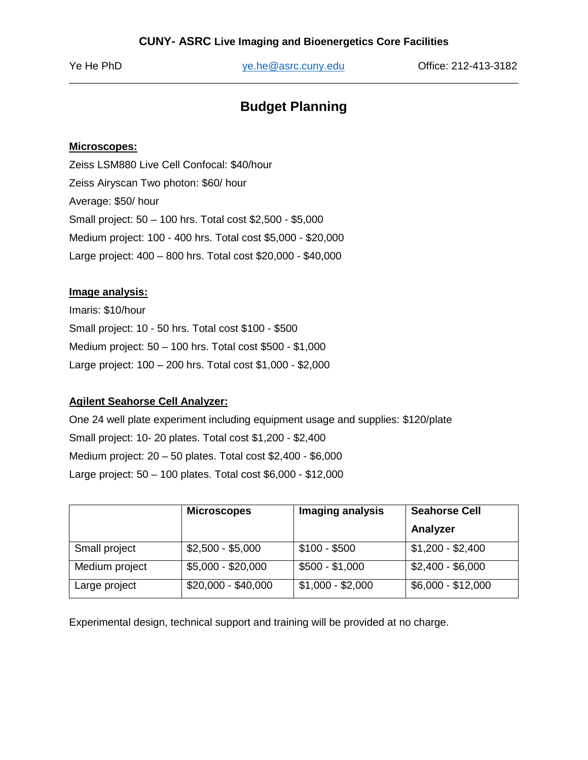**CUNY- ASRC Live Imaging and Bioenergetics Core Facilities**

Ye He PhD    ye.he@asrc.cuny.edu    Office: 212-413-3182

---

# Budget Planning

**Microscopes:**

Zeiss LSM880 Live Cell Confocal: $40/hour

Zeiss Airyscan Two photon: $60/ hour

Average: $50/ hour

Small project: 50 – 100 hrs. Total cost $2,500 - $5,000

Medium project: 100 - 400 hrs. Total cost $5,000 - $20,000

Large project: 400 – 800 hrs. Total cost $20,000 - $40,000

**Image analysis:**

Imaris: $10/hour

Small project: 10 - 50 hrs. Total cost $100 - $500

Medium project: 50 – 100 hrs. Total cost $500 - $1,000

Large project: 100 – 200 hrs. Total cost $1,000 - $2,000

**Agilent Seahorse Cell Analyzer:**

One 24 well plate experiment including equipment usage and supplies: $120/plate

Small project: 10- 20 plates. Total cost $1,200 - $2,400

Medium project: 20 – 50 plates. Total cost $2,400 - $6,000

Large project: 50 – 100 plates. Total cost $6,000 - $12,000

| | **Microscopes** | **Imaging analysis** | **Seahorse Cell Analyzer** |
|---|---|---|---|
| Small project | $2,500 - $5,000 | $100 - $500 | $1,200 - $2,400 |
| Medium project | $5,000 - $20,000 | $500 - $1,000 | $2,400 - $6,000 |
| Large project | $20,000 - $40,000 | $1,000 - $2,000 | $6,000 - $12,000 |

Experimental design, technical support and training will be provided at no charge.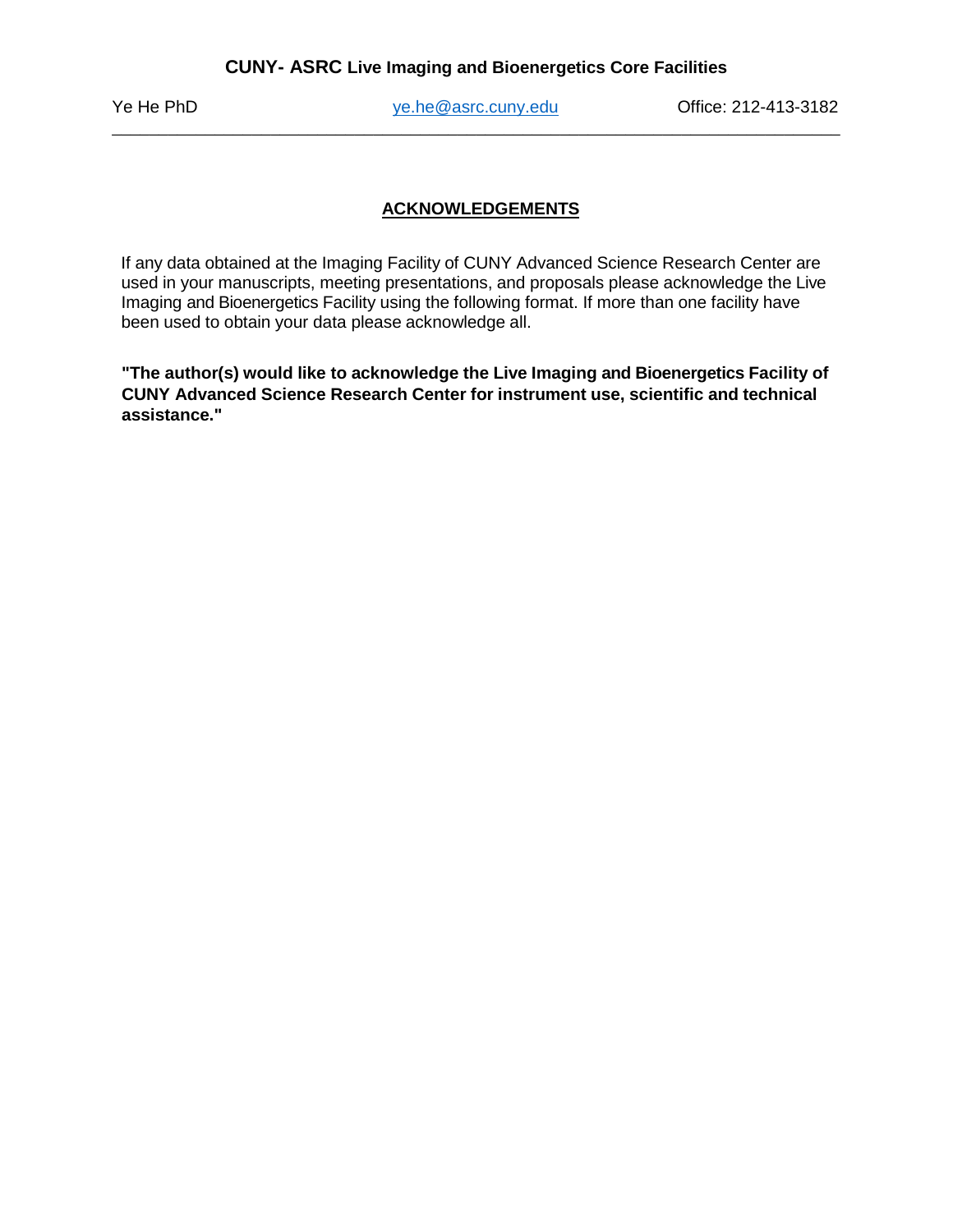## ACKNOWLEDGEMENTS

If any data obtained at the Imaging Facility of CUNY Advanced Science Research Center are used in your manuscripts, meeting presentations, and proposals please acknowledge the Live Imaging and Bioenergetics Facility using the following format. If more than one facility have been used to obtain your data please acknowledge all.

**"The author(s) would like to acknowledge the Live Imaging and Bioenergetics Facility of CUNY Advanced Science Research Center for instrument use, scientific and technical assistance."**